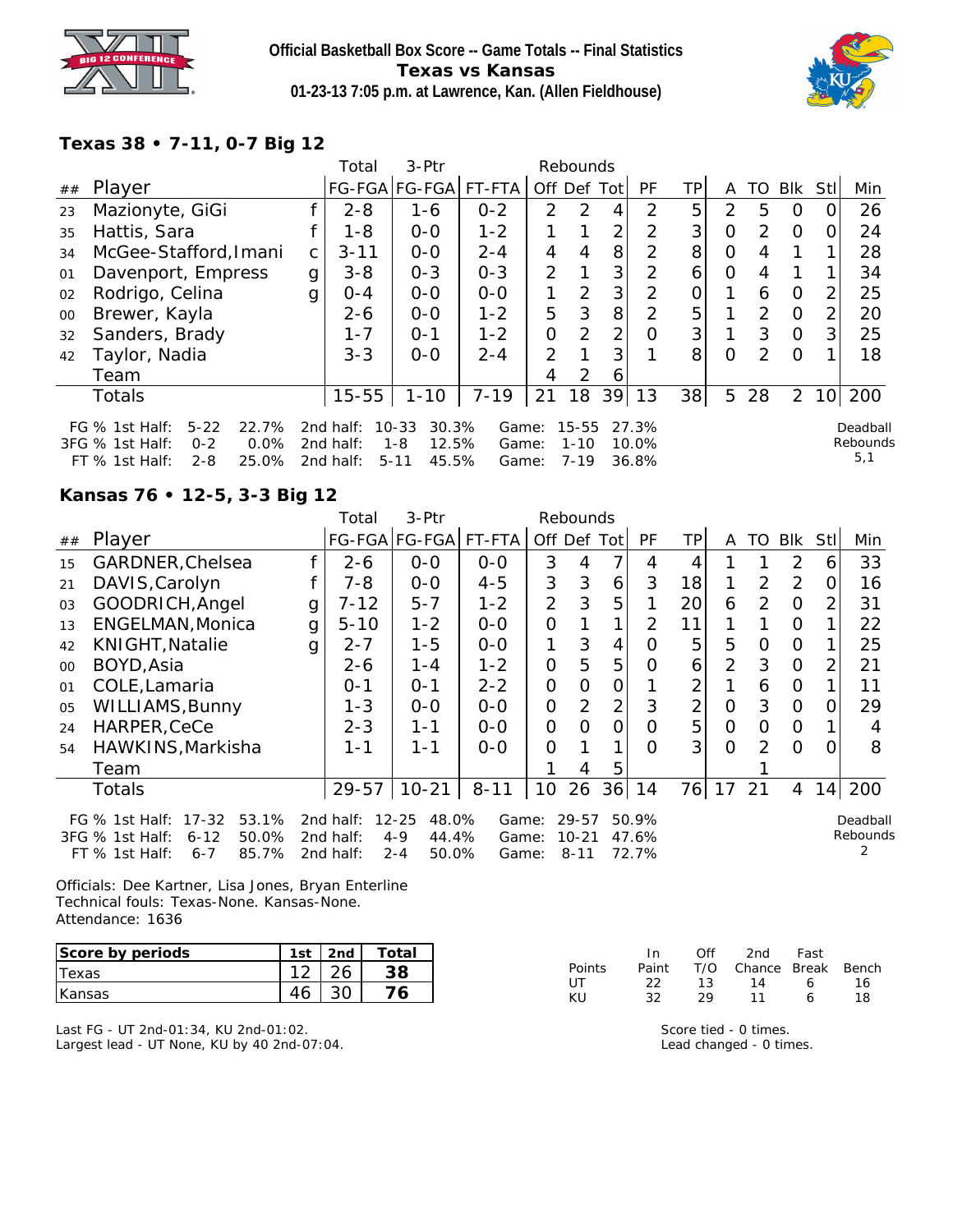# Official Basketball Box Score -- Game Totals -- Final Statistics
## Texas vs Kansas
### 01-23-13 7:05 p.m. at Lawrence, Kan. (Allen Fieldhouse)

### Texas 38 • 7-11, 0-7 Big 12

| | | | Total | 3-Ptr | | Rebounds | | | | | | | | | |
|---|---|---|---|---|---|---|---|---|---|---|---|---|---|---|---|
| ## | Player | | FG-FGA | FG-FGA | FT-FTA | Off | Def | Tot | PF | TP | A | TO | Blk | Stl | Min |
| 23 | Mazionyte, GiGi | f | 2-8 | 1-6 | 0-2 | 2 | 2 | 4 | 2 | 5 | 2 | 5 | 0 | 0 | 26 |
| 35 | Hattis, Sara | f | 1-8 | 0-0 | 1-2 | 1 | 1 | 2 | 2 | 3 | 0 | 2 | 0 | 0 | 24 |
| 34 | McGee-Stafford,Imani | c | 3-11 | 0-0 | 2-4 | 4 | 4 | 8 | 2 | 8 | 0 | 4 | 1 | 1 | 28 |
| 01 | Davenport, Empress | g | 3-8 | 0-3 | 0-3 | 2 | 1 | 3 | 2 | 6 | 0 | 4 | 1 | 1 | 34 |
| 02 | Rodrigo, Celina | g | 0-4 | 0-0 | 0-0 | 1 | 2 | 3 | 2 | 0 | 1 | 6 | 0 | 2 | 25 |
| 00 | Brewer, Kayla | | 2-6 | 0-0 | 1-2 | 5 | 3 | 8 | 2 | 5 | 1 | 2 | 0 | 2 | 20 |
| 32 | Sanders, Brady | | 1-7 | 0-1 | 1-2 | 0 | 2 | 2 | 0 | 3 | 1 | 3 | 0 | 3 | 25 |
| 42 | Taylor, Nadia | | 3-3 | 0-0 | 2-4 | 2 | 1 | 3 | 1 | 8 | 0 | 2 | 0 | 1 | 18 |
| | Team | | | | | 4 | 2 | 6 | | | | | | | |
| | Totals | | 15-55 | 1-10 | 7-19 | 21 | 18 | 39 | 13 | 38 | 5 | 28 | 2 | 10 | 200 |

FG % 1st Half: 5-22 22.7% 2nd half: 10-33 30.3% Game: 15-55 27.3%
3FG % 1st Half: 0-2 0.0% 2nd half: 1-8 12.5% Game: 1-10 10.0%
FT % 1st Half: 2-8 25.0% 2nd half: 5-11 45.5% Game: 7-19 36.8%

Deadball Rebounds 5,1

### Kansas 76 • 12-5, 3-3 Big 12

| | | | Total | 3-Ptr | | Rebounds | | | | | | | | | |
|---|---|---|---|---|---|---|---|---|---|---|---|---|---|---|---|
| ## | Player | | FG-FGA | FG-FGA | FT-FTA | Off | Def | Tot | PF | TP | A | TO | Blk | Stl | Min |
| 15 | GARDNER,Chelsea | f | 2-6 | 0-0 | 0-0 | 3 | 4 | 7 | 4 | 4 | 1 | 1 | 2 | 6 | 33 |
| 21 | DAVIS,Carolyn | f | 7-8 | 0-0 | 4-5 | 3 | 3 | 6 | 3 | 18 | 1 | 2 | 2 | 0 | 16 |
| 03 | GOODRICH,Angel | g | 7-12 | 5-7 | 1-2 | 2 | 3 | 5 | 1 | 20 | 6 | 2 | 0 | 2 | 31 |
| 13 | ENGELMAN,Monica | g | 5-10 | 1-2 | 0-0 | 0 | 1 | 1 | 2 | 11 | 1 | 1 | 0 | 1 | 22 |
| 42 | KNIGHT,Natalie | g | 2-7 | 1-5 | 0-0 | 1 | 3 | 4 | 0 | 5 | 5 | 0 | 0 | 1 | 25 |
| 00 | BOYD,Asia | | 2-6 | 1-4 | 1-2 | 0 | 5 | 5 | 0 | 6 | 2 | 3 | 0 | 2 | 21 |
| 01 | COLE,Lamaria | | 0-1 | 0-1 | 2-2 | 0 | 0 | 0 | 1 | 2 | 1 | 6 | 0 | 1 | 11 |
| 05 | WILLIAMS,Bunny | | 1-3 | 0-0 | 0-0 | 0 | 2 | 2 | 3 | 2 | 0 | 3 | 0 | 0 | 29 |
| 24 | HARPER,CeCe | | 2-3 | 1-1 | 0-0 | 0 | 0 | 0 | 0 | 5 | 0 | 0 | 0 | 1 | 4 |
| 54 | HAWKINS,Markisha | | 1-1 | 1-1 | 0-0 | 0 | 1 | 1 | 0 | 3 | 0 | 2 | 0 | 0 | 8 |
| | Team | | | | | 1 | 4 | 5 | | | | 1 | | | |
| | Totals | | 29-57 | 10-21 | 8-11 | 10 | 26 | 36 | 14 | 76 | 17 | 21 | 4 | 14 | 200 |

FG % 1st Half: 17-32 53.1% 2nd half: 12-25 48.0% Game: 29-57 50.9%
3FG % 1st Half: 6-12 50.0% 2nd half: 4-9 44.4% Game: 10-21 47.6%
FT % 1st Half: 6-7 85.7% 2nd half: 2-4 50.0% Game: 8-11 72.7%

Deadball Rebounds 2

Officials: Dee Kartner, Lisa Jones, Bryan Enterline
Technical fouls: Texas-None. Kansas-None.
Attendance: 1636

| Score by periods | 1st | 2nd | Total |
|---|---|---|---|
| Texas | 12 | 26 | 38 |
| Kansas | 46 | 30 | 76 |

| Points | In Paint | Off T/O | 2nd Chance | Fast Break | Bench |
|---|---|---|---|---|---|
| UT | 22 | 13 | 14 | 6 | 16 |
| KU | 32 | 29 | 11 | 6 | 18 |

Last FG - UT 2nd-01:34, KU 2nd-01:02.
Largest lead - UT None, KU by 40 2nd-07:04.

Score tied - 0 times.
Lead changed - 0 times.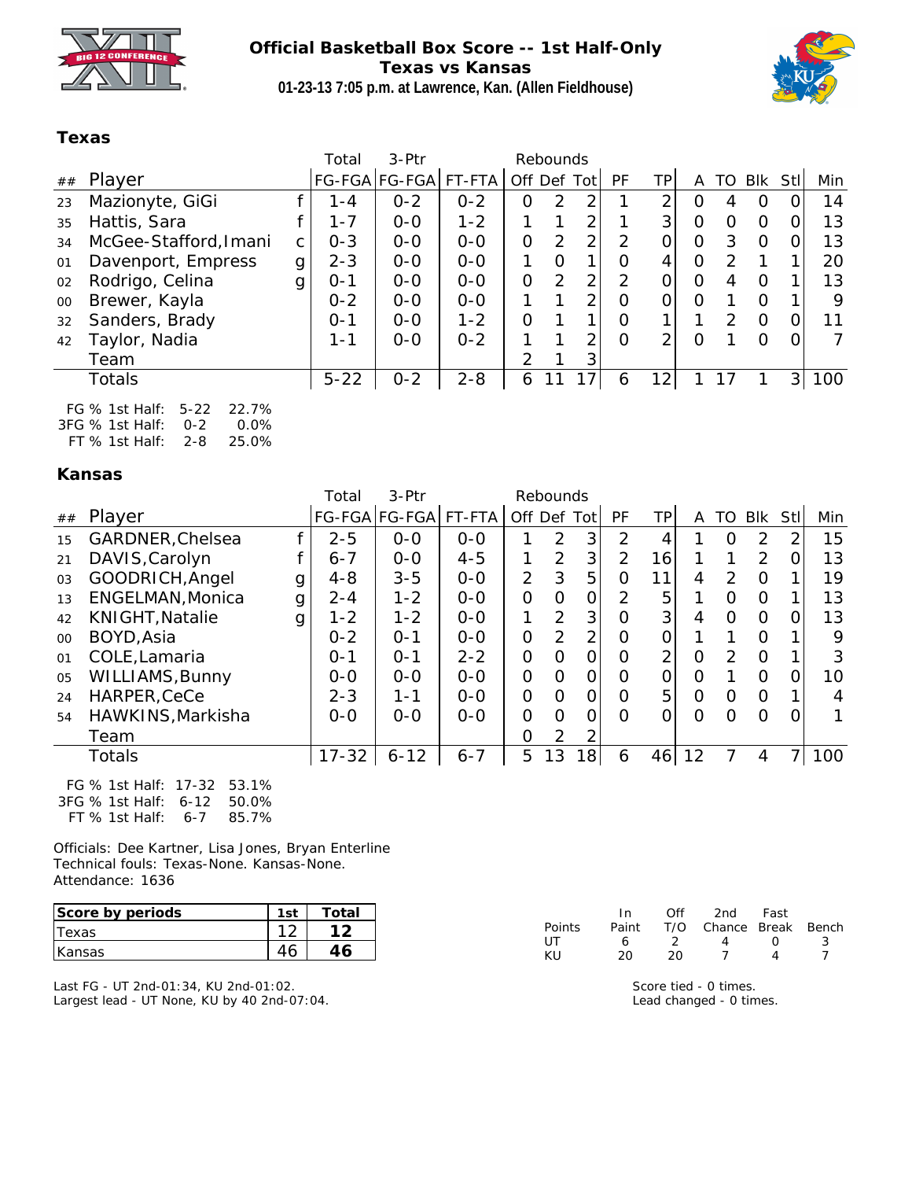# Official Basketball Box Score -- 1st Half-Only
## Texas vs Kansas
### 01-23-13 7:05 p.m. at Lawrence, Kan. (Allen Fieldhouse)

**Texas**

| ## | Player | | Total FG-FGA | 3-Ptr FG-FGA | FT-FTA | Rebounds Off | Def | Tot | PF | TP | A | TO | Blk | Stl | Min |
|---|---|---|---|---|---|---|---|---|---|---|---|---|---|---|---|
| 23 | Mazionyte, GiGi | f | 1-4 | 0-2 | 0-2 | 0 | 2 | 2 | 1 | 2 | 0 | 4 | 0 | 0 | 14 |
| 35 | Hattis, Sara | f | 1-7 | 0-0 | 1-2 | 1 | 1 | 2 | 1 | 3 | 0 | 0 | 0 | 0 | 13 |
| 34 | McGee-Stafford,Imani | c | 0-3 | 0-0 | 0-0 | 0 | 2 | 2 | 2 | 0 | 0 | 3 | 0 | 0 | 13 |
| 01 | Davenport, Empress | g | 2-3 | 0-0 | 0-0 | 1 | 0 | 1 | 0 | 4 | 0 | 2 | 1 | 1 | 20 |
| 02 | Rodrigo, Celina | g | 0-1 | 0-0 | 0-0 | 0 | 2 | 2 | 2 | 0 | 0 | 4 | 0 | 1 | 13 |
| 00 | Brewer, Kayla | | 0-2 | 0-0 | 0-0 | 1 | 1 | 2 | 0 | 0 | 0 | 1 | 0 | 1 | 9 |
| 32 | Sanders, Brady | | 0-1 | 0-0 | 1-2 | 0 | 1 | 1 | 0 | 1 | 1 | 2 | 0 | 0 | 11 |
| 42 | Taylor, Nadia | | 1-1 | 0-0 | 0-2 | 1 | 1 | 2 | 0 | 2 | 0 | 1 | 0 | 0 | 7 |
| | Team | | | | | 2 | 1 | 3 | | | | | | | |
| | Totals | | 5-22 | 0-2 | 2-8 | 6 | 11 | 17 | 6 | 12 | 1 | 17 | 1 | 3 | 100 |

FG % 1st Half: 5-22 22.7%
3FG % 1st Half: 0-2 0.0%
FT % 1st Half: 2-8 25.0%

**Kansas**

| ## | Player | | Total FG-FGA | 3-Ptr FG-FGA | FT-FTA | Rebounds Off | Def | Tot | PF | TP | A | TO | Blk | Stl | Min |
|---|---|---|---|---|---|---|---|---|---|---|---|---|---|---|---|
| 15 | GARDNER,Chelsea | f | 2-5 | 0-0 | 0-0 | 1 | 2 | 3 | 2 | 4 | 1 | 0 | 2 | 2 | 15 |
| 21 | DAVIS,Carolyn | f | 6-7 | 0-0 | 4-5 | 1 | 2 | 3 | 2 | 16 | 1 | 1 | 2 | 0 | 13 |
| 03 | GOODRICH,Angel | g | 4-8 | 3-5 | 0-0 | 2 | 3 | 5 | 0 | 11 | 4 | 2 | 0 | 1 | 19 |
| 13 | ENGELMAN,Monica | g | 2-4 | 1-2 | 0-0 | 0 | 0 | 0 | 2 | 5 | 1 | 0 | 0 | 1 | 13 |
| 42 | KNIGHT,Natalie | g | 1-2 | 1-2 | 0-0 | 1 | 2 | 3 | 0 | 3 | 4 | 0 | 0 | 0 | 13 |
| 00 | BOYD,Asia | | 0-2 | 0-1 | 0-0 | 0 | 2 | 2 | 0 | 0 | 1 | 1 | 0 | 1 | 9 |
| 01 | COLE,Lamaria | | 0-1 | 0-1 | 2-2 | 0 | 0 | 0 | 0 | 2 | 0 | 2 | 0 | 1 | 3 |
| 05 | WILLIAMS,Bunny | | 0-0 | 0-0 | 0-0 | 0 | 0 | 0 | 0 | 0 | 0 | 1 | 0 | 0 | 10 |
| 24 | HARPER,CeCe | | 2-3 | 1-1 | 0-0 | 0 | 0 | 0 | 0 | 5 | 0 | 0 | 0 | 1 | 4 |
| 54 | HAWKINS,Markisha | | 0-0 | 0-0 | 0-0 | 0 | 0 | 0 | 0 | 0 | 0 | 0 | 0 | 0 | 1 |
| | Team | | | | | 0 | 2 | 2 | | | | | | | |
| | Totals | | 17-32 | 6-12 | 6-7 | 5 | 13 | 18 | 6 | 46 | 12 | 7 | 4 | 7 | 100 |

FG % 1st Half: 17-32 53.1%
3FG % 1st Half: 6-12 50.0%
FT % 1st Half: 6-7 85.7%

Officials: Dee Kartner, Lisa Jones, Bryan Enterline
Technical fouls: Texas-None. Kansas-None.
Attendance: 1636

| Score by periods | 1st | Total |
|---|---|---|
| Texas | 12 | **12** |
| Kansas | 46 | **46** |

| Points | In Paint | Off T/O | 2nd Chance | Fast Break | Bench |
|---|---|---|---|---|---|
| UT | 6 | 2 | 4 | 0 | 3 |
| KU | 20 | 20 | 7 | 4 | 7 |

Last FG - UT 2nd-01:34, KU 2nd-01:02.
Largest lead - UT None, KU by 40 2nd-07:04.

Score tied - 0 times.
Lead changed - 0 times.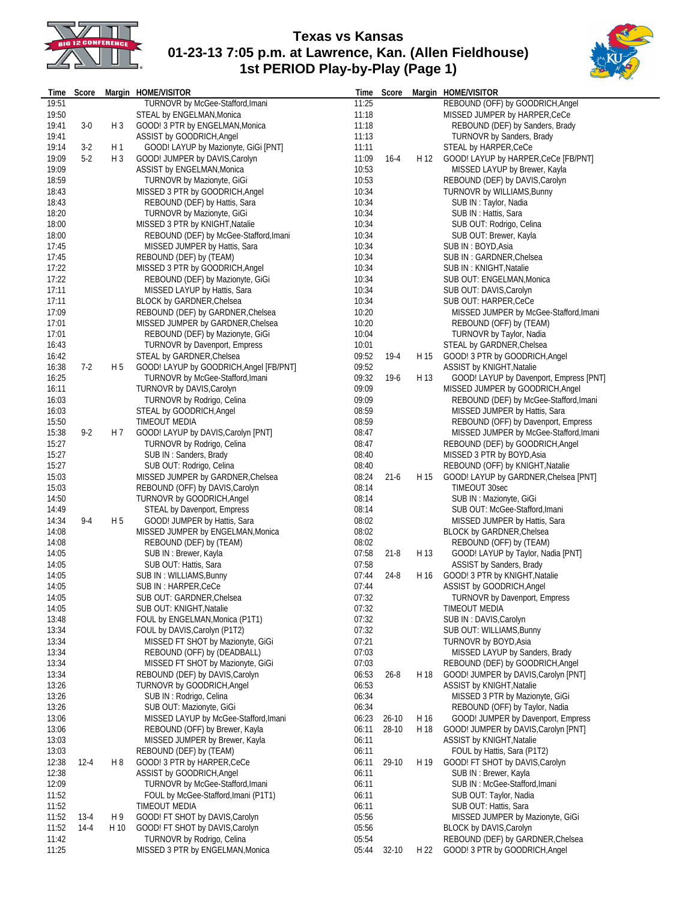# Texas vs Kansas
## 01-23-13 7:05 p.m. at Lawrence, Kan. (Allen Fieldhouse)
## 1st PERIOD Play-by-Play (Page 1)

| Time | Score | Margin | HOME/VISITOR |
|---|---|---|---|
| 19:51 | | | TURNOVR by McGee-Stafford,Imani |
| 19:50 | | | STEAL by ENGELMAN,Monica |
| 19:41 | 3-0 | H 3 | GOOD! 3 PTR by ENGELMAN,Monica |
| 19:41 | | | ASSIST by GOODRICH,Angel |
| 19:14 | 3-2 | H 1 | GOOD! LAYUP by Mazionyte, GiGi [PNT] |
| 19:09 | 5-2 | H 3 | GOOD! JUMPER by DAVIS,Carolyn |
| 19:09 | | | ASSIST by ENGELMAN,Monica |
| 18:59 | | | TURNOVR by Mazionyte, GiGi |
| 18:43 | | | MISSED 3 PTR by GOODRICH,Angel |
| 18:43 | | | REBOUND (DEF) by Hattis, Sara |
| 18:20 | | | TURNOVR by Mazionyte, GiGi |
| 18:00 | | | MISSED 3 PTR by KNIGHT,Natalie |
| 18:00 | | | REBOUND (DEF) by McGee-Stafford,Imani |
| 17:45 | | | MISSED JUMPER by Hattis, Sara |
| 17:45 | | | REBOUND (DEF) by (TEAM) |
| 17:22 | | | MISSED 3 PTR by GOODRICH,Angel |
| 17:22 | | | REBOUND (DEF) by Mazionyte, GiGi |
| 17:11 | | | MISSED LAYUP by Hattis, Sara |
| 17:11 | | | BLOCK by GARDNER,Chelsea |
| 17:09 | | | REBOUND (DEF) by GARDNER,Chelsea |
| 17:01 | | | MISSED JUMPER by GARDNER,Chelsea |
| 17:01 | | | REBOUND (DEF) by Mazionyte, GiGi |
| 16:43 | | | TURNOVR by Davenport, Empress |
| 16:42 | | | STEAL by GARDNER,Chelsea |
| 16:38 | 7-2 | H 5 | GOOD! LAYUP by GOODRICH,Angel [FB/PNT] |
| 16:25 | | | TURNOVR by McGee-Stafford,Imani |
| 16:11 | | | TURNOVR by DAVIS,Carolyn |
| 16:03 | | | TURNOVR by Rodrigo, Celina |
| 16:03 | | | STEAL by GOODRICH,Angel |
| 15:50 | | | TIMEOUT MEDIA |
| 15:38 | 9-2 | H 7 | GOOD! LAYUP by DAVIS,Carolyn [PNT] |
| 15:27 | | | TURNOVR by Rodrigo, Celina |
| 15:27 | | | SUB IN : Sanders, Brady |
| 15:27 | | | SUB OUT: Rodrigo, Celina |
| 15:03 | | | MISSED JUMPER by GARDNER,Chelsea |
| 15:03 | | | REBOUND (OFF) by DAVIS,Carolyn |
| 14:50 | | | TURNOVR by GOODRICH,Angel |
| 14:49 | | | STEAL by Davenport, Empress |
| 14:34 | 9-4 | H 5 | GOOD! JUMPER by Hattis, Sara |
| 14:08 | | | MISSED JUMPER by ENGELMAN,Monica |
| 14:08 | | | REBOUND (DEF) by (TEAM) |
| 14:05 | | | SUB IN : Brewer, Kayla |
| 14:05 | | | SUB OUT: Hattis, Sara |
| 14:05 | | | SUB IN : WILLIAMS,Bunny |
| 14:05 | | | SUB IN : HARPER,CeCe |
| 14:05 | | | SUB OUT: GARDNER,Chelsea |
| 14:05 | | | SUB OUT: KNIGHT,Natalie |
| 13:48 | | | FOUL by ENGELMAN,Monica (P1T1) |
| 13:34 | | | FOUL by DAVIS,Carolyn (P1T2) |
| 13:34 | | | MISSED FT SHOT by Mazionyte, GiGi |
| 13:34 | | | REBOUND (OFF) by (DEADBALL) |
| 13:34 | | | MISSED FT SHOT by Mazionyte, GiGi |
| 13:34 | | | REBOUND (DEF) by DAVIS,Carolyn |
| 13:26 | | | TURNOVR by GOODRICH,Angel |
| 13:26 | | | SUB IN : Rodrigo, Celina |
| 13:26 | | | SUB OUT: Mazionyte, GiGi |
| 13:06 | | | MISSED LAYUP by McGee-Stafford,Imani |
| 13:06 | | | REBOUND (OFF) by Brewer, Kayla |
| 13:03 | | | MISSED JUMPER by Brewer, Kayla |
| 13:03 | | | REBOUND (DEF) by (TEAM) |
| 12:38 | 12-4 | H 8 | GOOD! 3 PTR by HARPER,CeCe |
| 12:38 | | | ASSIST by GOODRICH,Angel |
| 12:09 | | | TURNOVR by McGee-Stafford,Imani |
| 11:52 | | | FOUL by McGee-Stafford,Imani (P1T1) |
| 11:52 | | | TIMEOUT MEDIA |
| 11:52 | 13-4 | H 9 | GOOD! FT SHOT by DAVIS,Carolyn |
| 11:52 | 14-4 | H 10 | GOOD! FT SHOT by DAVIS,Carolyn |
| 11:42 | | | TURNOVR by Rodrigo, Celina |
| 11:25 | | | MISSED 3 PTR by ENGELMAN,Monica |
| 11:25 | | | REBOUND (OFF) by GOODRICH,Angel |
| 11:18 | | | MISSED JUMPER by HARPER,CeCe |
| 11:18 | | | REBOUND (DEF) by Sanders, Brady |
| 11:13 | | | TURNOVR by Sanders, Brady |
| 11:11 | | | STEAL by HARPER,CeCe |
| 11:09 | 16-4 | H 12 | GOOD! LAYUP by HARPER,CeCe [FB/PNT] |
| 10:53 | | | MISSED LAYUP by Brewer, Kayla |
| 10:53 | | | REBOUND (DEF) by DAVIS,Carolyn |
| 10:34 | | | TURNOVR by WILLIAMS,Bunny |
| 10:34 | | | SUB IN : Taylor, Nadia |
| 10:34 | | | SUB IN : Hattis, Sara |
| 10:34 | | | SUB OUT: Rodrigo, Celina |
| 10:34 | | | SUB OUT: Brewer, Kayla |
| 10:34 | | | SUB IN : BOYD,Asia |
| 10:34 | | | SUB IN : GARDNER,Chelsea |
| 10:34 | | | SUB IN : KNIGHT,Natalie |
| 10:34 | | | SUB OUT: ENGELMAN,Monica |
| 10:34 | | | SUB OUT: DAVIS,Carolyn |
| 10:34 | | | SUB OUT: HARPER,CeCe |
| 10:20 | | | MISSED JUMPER by McGee-Stafford,Imani |
| 10:20 | | | REBOUND (OFF) by (TEAM) |
| 10:04 | | | TURNOVR by Taylor, Nadia |
| 10:01 | | | STEAL by GARDNER,Chelsea |
| 09:52 | 19-4 | H 15 | GOOD! 3 PTR by GOODRICH,Angel |
| 09:52 | | | ASSIST by KNIGHT,Natalie |
| 09:32 | 19-6 | H 13 | GOOD! LAYUP by Davenport, Empress [PNT] |
| 09:09 | | | MISSED JUMPER by GOODRICH,Angel |
| 09:09 | | | REBOUND (DEF) by McGee-Stafford,Imani |
| 08:59 | | | MISSED JUMPER by Hattis, Sara |
| 08:59 | | | REBOUND (OFF) by Davenport, Empress |
| 08:47 | | | MISSED JUMPER by McGee-Stafford,Imani |
| 08:47 | | | REBOUND (DEF) by GOODRICH,Angel |
| 08:40 | | | MISSED 3 PTR by BOYD,Asia |
| 08:40 | | | REBOUND (OFF) by KNIGHT,Natalie |
| 08:24 | 21-6 | H 15 | GOOD! LAYUP by GARDNER,Chelsea [PNT] |
| 08:14 | | | TIMEOUT 30sec |
| 08:14 | | | SUB IN : Mazionyte, GiGi |
| 08:14 | | | SUB OUT: McGee-Stafford,Imani |
| 08:02 | | | MISSED JUMPER by Hattis, Sara |
| 08:02 | | | BLOCK by GARDNER,Chelsea |
| 08:02 | | | REBOUND (OFF) by (TEAM) |
| 07:58 | 21-8 | H 13 | GOOD! LAYUP by Taylor, Nadia [PNT] |
| 07:58 | | | ASSIST by Sanders, Brady |
| 07:44 | 24-8 | H 16 | GOOD! 3 PTR by KNIGHT,Natalie |
| 07:44 | | | ASSIST by GOODRICH,Angel |
| 07:32 | | | TURNOVR by Davenport, Empress |
| 07:32 | | | TIMEOUT MEDIA |
| 07:32 | | | SUB IN : DAVIS,Carolyn |
| 07:32 | | | SUB OUT: WILLIAMS,Bunny |
| 07:21 | | | TURNOVR by BOYD,Asia |
| 07:03 | | | MISSED LAYUP by Sanders, Brady |
| 07:03 | | | REBOUND (DEF) by GOODRICH,Angel |
| 06:53 | 26-8 | H 18 | GOOD! JUMPER by DAVIS,Carolyn [PNT] |
| 06:53 | | | ASSIST by KNIGHT,Natalie |
| 06:34 | | | MISSED 3 PTR by Mazionyte, GiGi |
| 06:34 | | | REBOUND (OFF) by Taylor, Nadia |
| 06:23 | 26-10 | H 16 | GOOD! JUMPER by Davenport, Empress |
| 06:11 | 28-10 | H 18 | GOOD! JUMPER by DAVIS,Carolyn [PNT] |
| 06:11 | | | ASSIST by KNIGHT,Natalie |
| 06:11 | | | FOUL by Hattis, Sara (P1T2) |
| 06:11 | 29-10 | H 19 | GOOD! FT SHOT by DAVIS,Carolyn |
| 06:11 | | | SUB IN : Brewer, Kayla |
| 06:11 | | | SUB IN : McGee-Stafford,Imani |
| 06:11 | | | SUB OUT: Taylor, Nadia |
| 06:11 | | | SUB OUT: Hattis, Sara |
| 05:56 | | | MISSED JUMPER by Mazionyte, GiGi |
| 05:56 | | | BLOCK by DAVIS,Carolyn |
| 05:54 | | | REBOUND (DEF) by GARDNER,Chelsea |
| 05:44 | 32-10 | H 22 | GOOD! 3 PTR by GOODRICH,Angel |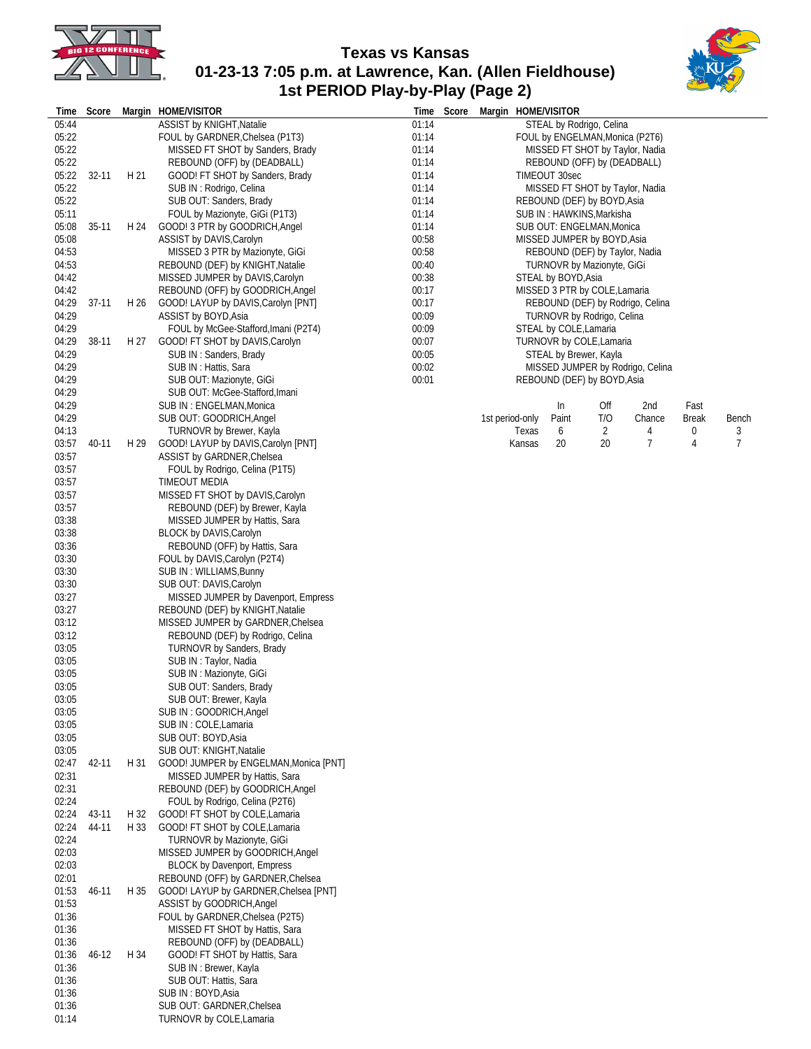# Texas vs Kansas
## 01-23-13 7:05 p.m. at Lawrence, Kan. (Allen Fieldhouse)
## 1st PERIOD Play-by-Play (Page 2)

| Time | Score | Margin | HOME/VISITOR |
|---|---|---|---|
| 05:44 | | | ASSIST by KNIGHT,Natalie |
| 05:22 | | | FOUL by GARDNER,Chelsea (P1T3) |
| 05:22 | | | MISSED FT SHOT by Sanders, Brady |
| 05:22 | | | REBOUND (OFF) by (DEADBALL) |
| 05:22 | 32-11 | H 21 | GOOD! FT SHOT by Sanders, Brady |
| 05:22 | | | SUB IN : Rodrigo, Celina |
| 05:22 | | | SUB OUT: Sanders, Brady |
| 05:11 | | | FOUL by Mazionyte, GiGi (P1T3) |
| 05:08 | 35-11 | H 24 | GOOD! 3 PTR by GOODRICH,Angel |
| 05:08 | | | ASSIST by DAVIS,Carolyn |
| 04:53 | | | MISSED 3 PTR by Mazionyte, GiGi |
| 04:53 | | | REBOUND (DEF) by KNIGHT,Natalie |
| 04:42 | | | MISSED JUMPER by DAVIS,Carolyn |
| 04:42 | | | REBOUND (OFF) by GOODRICH,Angel |
| 04:29 | 37-11 | H 26 | GOOD! LAYUP by DAVIS,Carolyn [PNT] |
| 04:29 | | | ASSIST by BOYD,Asia |
| 04:29 | | | FOUL by McGee-Stafford,Imani (P2T4) |
| 04:29 | 38-11 | H 27 | GOOD! FT SHOT by DAVIS,Carolyn |
| 04:29 | | | SUB IN : Sanders, Brady |
| 04:29 | | | SUB IN : Hattis, Sara |
| 04:29 | | | SUB OUT: Mazionyte, GiGi |
| 04:29 | | | SUB OUT: McGee-Stafford,Imani |
| 04:29 | | | SUB IN : ENGELMAN,Monica |
| 04:29 | | | SUB OUT: GOODRICH,Angel |
| 04:13 | | | TURNOVR by Brewer, Kayla |
| 03:57 | 40-11 | H 29 | GOOD! LAYUP by DAVIS,Carolyn [PNT] |
| 03:57 | | | ASSIST by GARDNER,Chelsea |
| 03:57 | | | FOUL by Rodrigo, Celina (P1T5) |
| 03:57 | | | TIMEOUT MEDIA |
| 03:57 | | | MISSED FT SHOT by DAVIS,Carolyn |
| 03:57 | | | REBOUND (DEF) by Brewer, Kayla |
| 03:38 | | | MISSED JUMPER by Hattis, Sara |
| 03:38 | | | BLOCK by DAVIS,Carolyn |
| 03:36 | | | REBOUND (OFF) by Hattis, Sara |
| 03:30 | | | FOUL by DAVIS,Carolyn (P2T4) |
| 03:30 | | | SUB IN : WILLIAMS,Bunny |
| 03:30 | | | SUB OUT: DAVIS,Carolyn |
| 03:27 | | | MISSED JUMPER by Davenport, Empress |
| 03:27 | | | REBOUND (DEF) by KNIGHT,Natalie |
| 03:12 | | | MISSED JUMPER by GARDNER,Chelsea |
| 03:12 | | | REBOUND (DEF) by Rodrigo, Celina |
| 03:05 | | | TURNOVR by Sanders, Brady |
| 03:05 | | | SUB IN : Taylor, Nadia |
| 03:05 | | | SUB IN : Mazionyte, GiGi |
| 03:05 | | | SUB OUT: Sanders, Brady |
| 03:05 | | | SUB OUT: Brewer, Kayla |
| 03:05 | | | SUB IN : GOODRICH,Angel |
| 03:05 | | | SUB IN : COLE,Lamaria |
| 03:05 | | | SUB OUT: BOYD,Asia |
| 03:05 | | | SUB OUT: KNIGHT,Natalie |
| 02:47 | 42-11 | H 31 | GOOD! JUMPER by ENGELMAN,Monica [PNT] |
| 02:31 | | | MISSED JUMPER by Hattis, Sara |
| 02:31 | | | REBOUND (DEF) by GOODRICH,Angel |
| 02:24 | | | FOUL by Rodrigo, Celina (P2T6) |
| 02:24 | 43-11 | H 32 | GOOD! FT SHOT by COLE,Lamaria |
| 02:24 | 44-11 | H 33 | GOOD! FT SHOT by COLE,Lamaria |
| 02:24 | | | TURNOVR by Mazionyte, GiGi |
| 02:03 | | | MISSED JUMPER by GOODRICH,Angel |
| 02:03 | | | BLOCK by Davenport, Empress |
| 02:01 | | | REBOUND (OFF) by GARDNER,Chelsea |
| 01:53 | 46-11 | H 35 | GOOD! LAYUP by GARDNER,Chelsea [PNT] |
| 01:53 | | | ASSIST by GOODRICH,Angel |
| 01:36 | | | FOUL by GARDNER,Chelsea (P2T5) |
| 01:36 | | | MISSED FT SHOT by Hattis, Sara |
| 01:36 | | | REBOUND (OFF) by (DEADBALL) |
| 01:36 | 46-12 | H 34 | GOOD! FT SHOT by Hattis, Sara |
| 01:36 | | | SUB IN : Brewer, Kayla |
| 01:36 | | | SUB OUT: Hattis, Sara |
| 01:36 | | | SUB IN : BOYD,Asia |
| 01:36 | | | SUB OUT: GARDNER,Chelsea |
| 01:14 | | | TURNOVR by COLE,Lamaria |
| 01:14 | | | STEAL by Rodrigo, Celina |
| 01:14 | | | FOUL by ENGELMAN,Monica (P2T6) |
| 01:14 | | | MISSED FT SHOT by Taylor, Nadia |
| 01:14 | | | REBOUND (OFF) by (DEADBALL) |
| 01:14 | | | TIMEOUT 30sec |
| 01:14 | | | MISSED FT SHOT by Taylor, Nadia |
| 01:14 | | | REBOUND (DEF) by BOYD,Asia |
| 01:14 | | | SUB IN : HAWKINS,Markisha |
| 01:14 | | | SUB OUT: ENGELMAN,Monica |
| 00:58 | | | MISSED JUMPER by BOYD,Asia |
| 00:58 | | | REBOUND (DEF) by Taylor, Nadia |
| 00:40 | | | TURNOVR by Mazionyte, GiGi |
| 00:38 | | | STEAL by BOYD,Asia |
| 00:17 | | | MISSED 3 PTR by COLE,Lamaria |
| 00:17 | | | REBOUND (DEF) by Rodrigo, Celina |
| 00:09 | | | TURNOVR by Rodrigo, Celina |
| 00:09 | | | STEAL by COLE,Lamaria |
| 00:07 | | | TURNOVR by COLE,Lamaria |
| 00:05 | | | STEAL by Brewer, Kayla |
| 00:02 | | | MISSED JUMPER by Rodrigo, Celina |
| 00:01 | | | REBOUND (DEF) by BOYD,Asia |

| 1st period-only | In Paint | Off T/O | 2nd Chance | Fast Break | Bench |
|---|---|---|---|---|---|
| Texas | 6 | 2 | 4 | 0 | 3 |
| Kansas | 20 | 20 | 7 | 4 | 7 |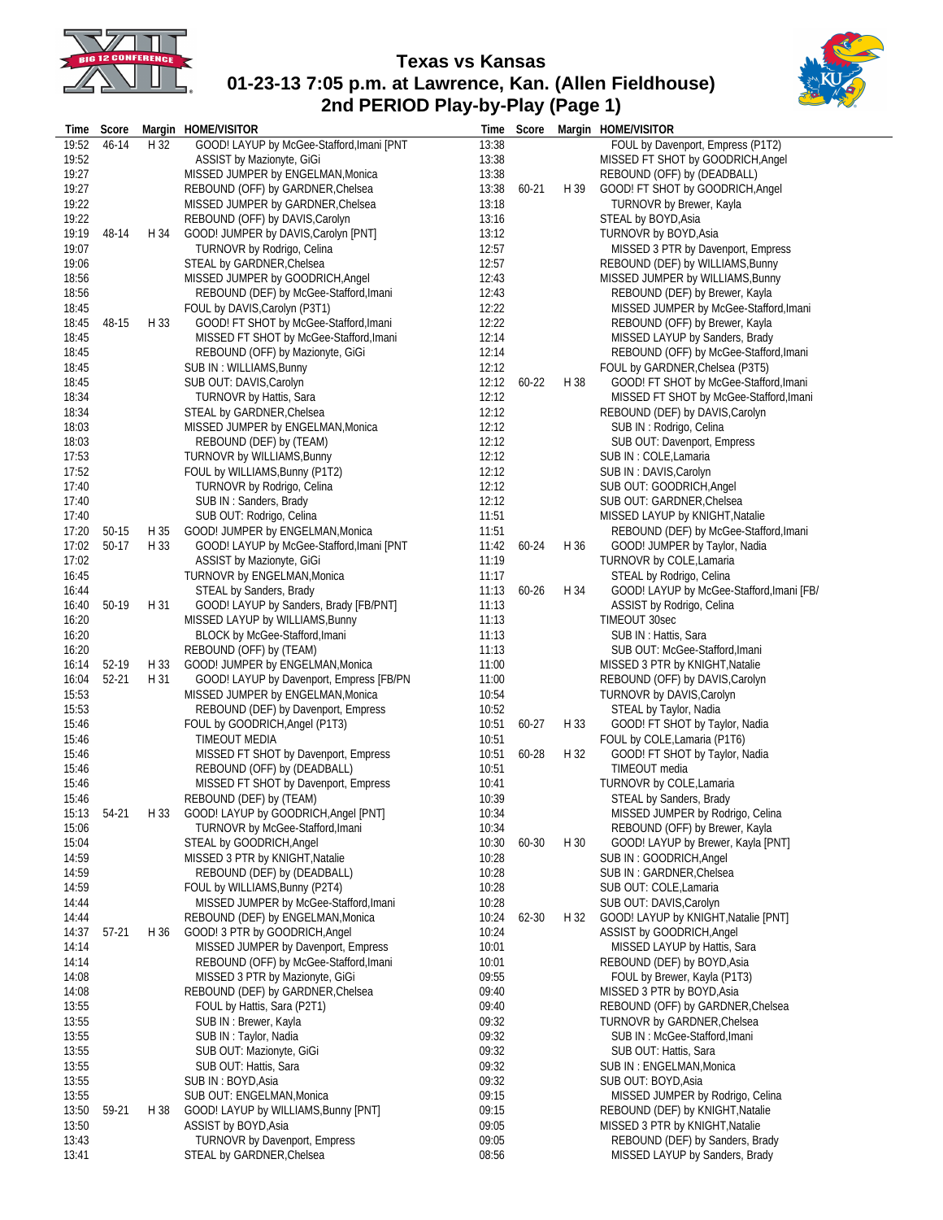# Texas vs Kansas
## 01-23-13 7:05 p.m. at Lawrence, Kan. (Allen Fieldhouse)
## 2nd PERIOD Play-by-Play (Page 1)

| Time | Score | Margin | HOME/VISITOR |
|---|---|---|---|
| 19:52 | 46-14 | H 32 | GOOD! LAYUP by McGee-Stafford,Imani [PNT |
| 19:52 | | | ASSIST by Mazionyte, GiGi |
| 19:27 | | | MISSED JUMPER by ENGELMAN,Monica |
| 19:27 | | | REBOUND (OFF) by GARDNER,Chelsea |
| 19:22 | | | MISSED JUMPER by GARDNER,Chelsea |
| 19:22 | | | REBOUND (OFF) by DAVIS,Carolyn |
| 19:19 | 48-14 | H 34 | GOOD! JUMPER by DAVIS,Carolyn [PNT] |
| 19:07 | | | TURNOVR by Rodrigo, Celina |
| 19:06 | | | STEAL by GARDNER,Chelsea |
| 18:56 | | | MISSED JUMPER by GOODRICH,Angel |
| 18:56 | | | REBOUND (DEF) by McGee-Stafford,Imani |
| 18:45 | | | FOUL by DAVIS,Carolyn (P3T1) |
| 18:45 | 48-15 | H 33 | GOOD! FT SHOT by McGee-Stafford,Imani |
| 18:45 | | | MISSED FT SHOT by McGee-Stafford,Imani |
| 18:45 | | | REBOUND (OFF) by Mazionyte, GiGi |
| 18:45 | | | SUB IN : WILLIAMS,Bunny |
| 18:45 | | | SUB OUT: DAVIS,Carolyn |
| 18:34 | | | TURNOVR by Hattis, Sara |
| 18:34 | | | STEAL by GARDNER,Chelsea |
| 18:03 | | | MISSED JUMPER by ENGELMAN,Monica |
| 18:03 | | | REBOUND (DEF) by (TEAM) |
| 17:53 | | | TURNOVR by WILLIAMS,Bunny |
| 17:52 | | | FOUL by WILLIAMS,Bunny (P1T2) |
| 17:40 | | | TURNOVR by Rodrigo, Celina |
| 17:40 | | | SUB IN : Sanders, Brady |
| 17:40 | | | SUB OUT: Rodrigo, Celina |
| 17:20 | 50-15 | H 35 | GOOD! JUMPER by ENGELMAN,Monica |
| 17:02 | 50-17 | H 33 | GOOD! LAYUP by McGee-Stafford,Imani [PNT |
| 17:02 | | | ASSIST by Mazionyte, GiGi |
| 16:45 | | | TURNOVR by ENGELMAN,Monica |
| 16:44 | | | STEAL by Sanders, Brady |
| 16:40 | 50-19 | H 31 | GOOD! LAYUP by Sanders, Brady [FB/PNT] |
| 16:20 | | | MISSED LAYUP by WILLIAMS,Bunny |
| 16:20 | | | BLOCK by McGee-Stafford,Imani |
| 16:20 | | | REBOUND (OFF) by (TEAM) |
| 16:14 | 52-19 | H 33 | GOOD! JUMPER by ENGELMAN,Monica |
| 16:04 | 52-21 | H 31 | GOOD! LAYUP by Davenport, Empress [FB/PN |
| 15:53 | | | MISSED JUMPER by ENGELMAN,Monica |
| 15:53 | | | REBOUND (DEF) by Davenport, Empress |
| 15:46 | | | FOUL by GOODRICH,Angel (P1T3) |
| 15:46 | | | TIMEOUT MEDIA |
| 15:46 | | | MISSED FT SHOT by Davenport, Empress |
| 15:46 | | | REBOUND (OFF) by (DEADBALL) |
| 15:46 | | | MISSED FT SHOT by Davenport, Empress |
| 15:46 | | | REBOUND (DEF) by (TEAM) |
| 15:13 | 54-21 | H 33 | GOOD! LAYUP by GOODRICH,Angel [PNT] |
| 15:06 | | | TURNOVR by McGee-Stafford,Imani |
| 15:04 | | | STEAL by GOODRICH,Angel |
| 14:59 | | | MISSED 3 PTR by KNIGHT,Natalie |
| 14:59 | | | REBOUND (DEF) by (DEADBALL) |
| 14:59 | | | FOUL by WILLIAMS,Bunny (P2T4) |
| 14:44 | | | MISSED JUMPER by McGee-Stafford,Imani |
| 14:44 | | | REBOUND (DEF) by ENGELMAN,Monica |
| 14:37 | 57-21 | H 36 | GOOD! 3 PTR by GOODRICH,Angel |
| 14:14 | | | MISSED JUMPER by Davenport, Empress |
| 14:14 | | | REBOUND (OFF) by McGee-Stafford,Imani |
| 14:08 | | | MISSED 3 PTR by Mazionyte, GiGi |
| 14:08 | | | REBOUND (DEF) by GARDNER,Chelsea |
| 13:55 | | | FOUL by Hattis, Sara (P2T1) |
| 13:55 | | | SUB IN : Brewer, Kayla |
| 13:55 | | | SUB IN : Taylor, Nadia |
| 13:55 | | | SUB OUT: Mazionyte, GiGi |
| 13:55 | | | SUB OUT: Hattis, Sara |
| 13:55 | | | SUB IN : BOYD,Asia |
| 13:55 | | | SUB OUT: ENGELMAN,Monica |
| 13:50 | 59-21 | H 38 | GOOD! LAYUP by WILLIAMS,Bunny [PNT] |
| 13:50 | | | ASSIST by BOYD,Asia |
| 13:43 | | | TURNOVR by Davenport, Empress |
| 13:41 | | | STEAL by GARDNER,Chelsea |
| 13:38 | | | FOUL by Davenport, Empress (P1T2) |
| 13:38 | | | MISSED FT SHOT by GOODRICH,Angel |
| 13:38 | | | REBOUND (OFF) by (DEADBALL) |
| 13:38 | 60-21 | H 39 | GOOD! FT SHOT by GOODRICH,Angel |
| 13:18 | | | TURNOVR by Brewer, Kayla |
| 13:16 | | | STEAL by BOYD,Asia |
| 13:12 | | | TURNOVR by BOYD,Asia |
| 12:57 | | | MISSED 3 PTR by Davenport, Empress |
| 12:57 | | | REBOUND (DEF) by WILLIAMS,Bunny |
| 12:43 | | | MISSED JUMPER by WILLIAMS,Bunny |
| 12:43 | | | REBOUND (DEF) by Brewer, Kayla |
| 12:22 | | | MISSED JUMPER by McGee-Stafford,Imani |
| 12:22 | | | REBOUND (OFF) by Brewer, Kayla |
| 12:14 | | | MISSED LAYUP by Sanders, Brady |
| 12:14 | | | REBOUND (OFF) by McGee-Stafford,Imani |
| 12:12 | | | FOUL by GARDNER,Chelsea (P3T5) |
| 12:12 | 60-22 | H 38 | GOOD! FT SHOT by McGee-Stafford,Imani |
| 12:12 | | | MISSED FT SHOT by McGee-Stafford,Imani |
| 12:12 | | | REBOUND (DEF) by DAVIS,Carolyn |
| 12:12 | | | SUB IN : Rodrigo, Celina |
| 12:12 | | | SUB OUT: Davenport, Empress |
| 12:12 | | | SUB IN : COLE,Lamaria |
| 12:12 | | | SUB IN : DAVIS,Carolyn |
| 12:12 | | | SUB OUT: GOODRICH,Angel |
| 12:12 | | | SUB OUT: GARDNER,Chelsea |
| 11:51 | | | MISSED LAYUP by KNIGHT,Natalie |
| 11:51 | | | REBOUND (DEF) by McGee-Stafford,Imani |
| 11:42 | 60-24 | H 36 | GOOD! JUMPER by Taylor, Nadia |
| 11:19 | | | TURNOVR by COLE,Lamaria |
| 11:17 | | | STEAL by Rodrigo, Celina |
| 11:13 | 60-26 | H 34 | GOOD! LAYUP by McGee-Stafford,Imani [FB/ |
| 11:13 | | | ASSIST by Rodrigo, Celina |
| 11:13 | | | TIMEOUT 30sec |
| 11:13 | | | SUB IN : Hattis, Sara |
| 11:13 | | | SUB OUT: McGee-Stafford,Imani |
| 11:00 | | | MISSED 3 PTR by KNIGHT,Natalie |
| 11:00 | | | REBOUND (OFF) by DAVIS,Carolyn |
| 10:54 | | | TURNOVR by DAVIS,Carolyn |
| 10:52 | | | STEAL by Taylor, Nadia |
| 10:51 | 60-27 | H 33 | GOOD! FT SHOT by Taylor, Nadia |
| 10:51 | | | FOUL by COLE,Lamaria (P1T6) |
| 10:51 | 60-28 | H 32 | GOOD! FT SHOT by Taylor, Nadia |
| 10:51 | | | TIMEOUT media |
| 10:41 | | | TURNOVR by COLE,Lamaria |
| 10:39 | | | STEAL by Sanders, Brady |
| 10:34 | | | MISSED JUMPER by Rodrigo, Celina |
| 10:34 | | | REBOUND (OFF) by Brewer, Kayla |
| 10:30 | 60-30 | H 30 | GOOD! LAYUP by Brewer, Kayla [PNT] |
| 10:28 | | | SUB IN : GOODRICH,Angel |
| 10:28 | | | SUB IN : GARDNER,Chelsea |
| 10:28 | | | SUB OUT: COLE,Lamaria |
| 10:28 | | | SUB OUT: DAVIS,Carolyn |
| 10:24 | 62-30 | H 32 | GOOD! LAYUP by KNIGHT,Natalie [PNT] |
| 10:24 | | | ASSIST by GOODRICH,Angel |
| 10:01 | | | MISSED LAYUP by Hattis, Sara |
| 10:01 | | | REBOUND (DEF) by BOYD,Asia |
| 09:55 | | | FOUL by Brewer, Kayla (P1T3) |
| 09:40 | | | MISSED 3 PTR by BOYD,Asia |
| 09:40 | | | REBOUND (OFF) by GARDNER,Chelsea |
| 09:32 | | | TURNOVR by GARDNER,Chelsea |
| 09:32 | | | SUB IN : McGee-Stafford,Imani |
| 09:32 | | | SUB OUT: Hattis, Sara |
| 09:32 | | | SUB IN : ENGELMAN,Monica |
| 09:32 | | | SUB OUT: BOYD,Asia |
| 09:15 | | | MISSED JUMPER by Rodrigo, Celina |
| 09:15 | | | REBOUND (DEF) by KNIGHT,Natalie |
| 09:05 | | | MISSED 3 PTR by KNIGHT,Natalie |
| 09:05 | | | REBOUND (DEF) by Sanders, Brady |
| 08:56 | | | MISSED LAYUP by Sanders, Brady |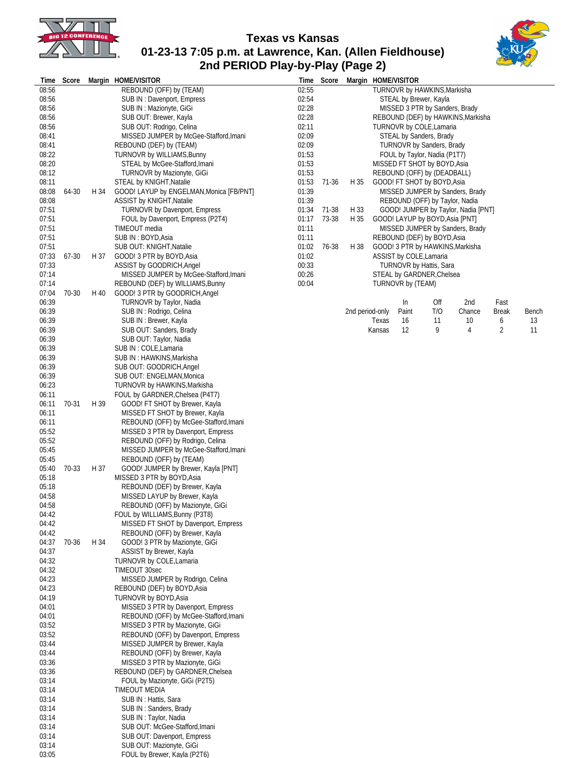# Texas vs Kansas
## 01-23-13 7:05 p.m. at Lawrence, Kan. (Allen Fieldhouse)
## 2nd PERIOD Play-by-Play (Page 2)

| Time | Score | Margin | HOME/VISITOR |
|---|---|---|---|
| 08:56 | | | REBOUND (OFF) by (TEAM) |
| 08:56 | | | SUB IN : Davenport, Empress |
| 08:56 | | | SUB IN : Mazionyte, GiGi |
| 08:56 | | | SUB OUT: Brewer, Kayla |
| 08:56 | | | SUB OUT: Rodrigo, Celina |
| 08:41 | | | MISSED JUMPER by McGee-Stafford,Imani |
| 08:41 | | | REBOUND (DEF) by (TEAM) |
| 08:22 | | | TURNOVR by WILLIAMS,Bunny |
| 08:20 | | | STEAL by McGee-Stafford,Imani |
| 08:12 | | | TURNOVR by Mazionyte, GiGi |
| 08:11 | | | STEAL by KNIGHT,Natalie |
| 08:08 | 64-30 | H 34 | GOOD! LAYUP by ENGELMAN,Monica [FB/PNT] |
| 08:08 | | | ASSIST by KNIGHT,Natalie |
| 07:51 | | | TURNOVR by Davenport, Empress |
| 07:51 | | | FOUL by Davenport, Empress (P2T4) |
| 07:51 | | | TIMEOUT media |
| 07:51 | | | SUB IN : BOYD,Asia |
| 07:51 | | | SUB OUT: KNIGHT,Natalie |
| 07:33 | 67-30 | H 37 | GOOD! 3 PTR by BOYD,Asia |
| 07:33 | | | ASSIST by GOODRICH,Angel |
| 07:14 | | | MISSED JUMPER by McGee-Stafford,Imani |
| 07:14 | | | REBOUND (DEF) by WILLIAMS,Bunny |
| 07:04 | 70-30 | H 40 | GOOD! 3 PTR by GOODRICH,Angel |
| 06:39 | | | TURNOVR by Taylor, Nadia |
| 06:39 | | | SUB IN : Rodrigo, Celina |
| 06:39 | | | SUB IN : Brewer, Kayla |
| 06:39 | | | SUB OUT: Sanders, Brady |
| 06:39 | | | SUB OUT: Taylor, Nadia |
| 06:39 | | | SUB IN : COLE,Lamaria |
| 06:39 | | | SUB IN : HAWKINS,Markisha |
| 06:39 | | | SUB OUT: GOODRICH,Angel |
| 06:39 | | | SUB OUT: ENGELMAN,Monica |
| 06:23 | | | TURNOVR by HAWKINS,Markisha |
| 06:11 | | | FOUL by GARDNER,Chelsea (P4T7) |
| 06:11 | 70-31 | H 39 | GOOD! FT SHOT by Brewer, Kayla |
| 06:11 | | | MISSED FT SHOT by Brewer, Kayla |
| 06:11 | | | REBOUND (OFF) by McGee-Stafford,Imani |
| 05:52 | | | MISSED 3 PTR by Davenport, Empress |
| 05:52 | | | REBOUND (OFF) by Rodrigo, Celina |
| 05:45 | | | MISSED JUMPER by McGee-Stafford,Imani |
| 05:45 | | | REBOUND (OFF) by (TEAM) |
| 05:40 | 70-33 | H 37 | GOOD! JUMPER by Brewer, Kayla [PNT] |
| 05:18 | | | MISSED 3 PTR by BOYD,Asia |
| 05:18 | | | REBOUND (DEF) by Brewer, Kayla |
| 04:58 | | | MISSED LAYUP by Brewer, Kayla |
| 04:58 | | | REBOUND (OFF) by Mazionyte, GiGi |
| 04:42 | | | FOUL by WILLIAMS,Bunny (P3T8) |
| 04:42 | | | MISSED FT SHOT by Davenport, Empress |
| 04:42 | | | REBOUND (OFF) by Brewer, Kayla |
| 04:37 | 70-36 | H 34 | GOOD! 3 PTR by Mazionyte, GiGi |
| 04:37 | | | ASSIST by Brewer, Kayla |
| 04:32 | | | TURNOVR by COLE,Lamaria |
| 04:32 | | | TIMEOUT 30sec |
| 04:23 | | | MISSED JUMPER by Rodrigo, Celina |
| 04:23 | | | REBOUND (DEF) by BOYD,Asia |
| 04:19 | | | TURNOVR by BOYD,Asia |
| 04:01 | | | MISSED 3 PTR by Davenport, Empress |
| 04:01 | | | REBOUND (OFF) by McGee-Stafford,Imani |
| 03:52 | | | MISSED 3 PTR by Mazionyte, GiGi |
| 03:52 | | | REBOUND (OFF) by Davenport, Empress |
| 03:44 | | | MISSED JUMPER by Brewer, Kayla |
| 03:44 | | | REBOUND (OFF) by Brewer, Kayla |
| 03:36 | | | MISSED 3 PTR by Mazionyte, GiGi |
| 03:36 | | | REBOUND (DEF) by GARDNER,Chelsea |
| 03:14 | | | FOUL by Mazionyte, GiGi (P2T5) |
| 03:14 | | | TIMEOUT MEDIA |
| 03:14 | | | SUB IN : Hattis, Sara |
| 03:14 | | | SUB IN : Sanders, Brady |
| 03:14 | | | SUB IN : Taylor, Nadia |
| 03:14 | | | SUB OUT: McGee-Stafford,Imani |
| 03:14 | | | SUB OUT: Davenport, Empress |
| 03:14 | | | SUB OUT: Mazionyte, GiGi |
| 03:05 | | | FOUL by Brewer, Kayla (P2T6) |
| 02:55 | | | TURNOVR by HAWKINS,Markisha |
| 02:54 | | | STEAL by Brewer, Kayla |
| 02:28 | | | MISSED 3 PTR by Sanders, Brady |
| 02:28 | | | REBOUND (DEF) by HAWKINS,Markisha |
| 02:11 | | | TURNOVR by COLE,Lamaria |
| 02:09 | | | STEAL by Sanders, Brady |
| 02:09 | | | TURNOVR by Sanders, Brady |
| 01:53 | | | FOUL by Taylor, Nadia (P1T7) |
| 01:53 | | | MISSED FT SHOT by BOYD,Asia |
| 01:53 | | | REBOUND (OFF) by (DEADBALL) |
| 01:53 | 71-36 | H 35 | GOOD! FT SHOT by BOYD,Asia |
| 01:39 | | | MISSED JUMPER by Sanders, Brady |
| 01:39 | | | REBOUND (OFF) by Taylor, Nadia |
| 01:34 | 71-38 | H 33 | GOOD! JUMPER by Taylor, Nadia [PNT] |
| 01:17 | 73-38 | H 35 | GOOD! LAYUP by BOYD,Asia [PNT] |
| 01:11 | | | MISSED JUMPER by Sanders, Brady |
| 01:11 | | | REBOUND (DEF) by BOYD,Asia |
| 01:02 | 76-38 | H 38 | GOOD! 3 PTR by HAWKINS,Markisha |
| 01:02 | | | ASSIST by COLE,Lamaria |
| 00:33 | | | TURNOVR by Hattis, Sara |
| 00:26 | | | STEAL by GARDNER,Chelsea |
| 00:04 | | | TURNOVR by (TEAM) |

| 2nd period-only | In Paint | Off T/O | 2nd Chance | Fast Break | Bench |
|---|---|---|---|---|---|
| Texas | 16 | 11 | 10 | 6 | 13 |
| Kansas | 12 | 9 | 4 | 2 | 11 |